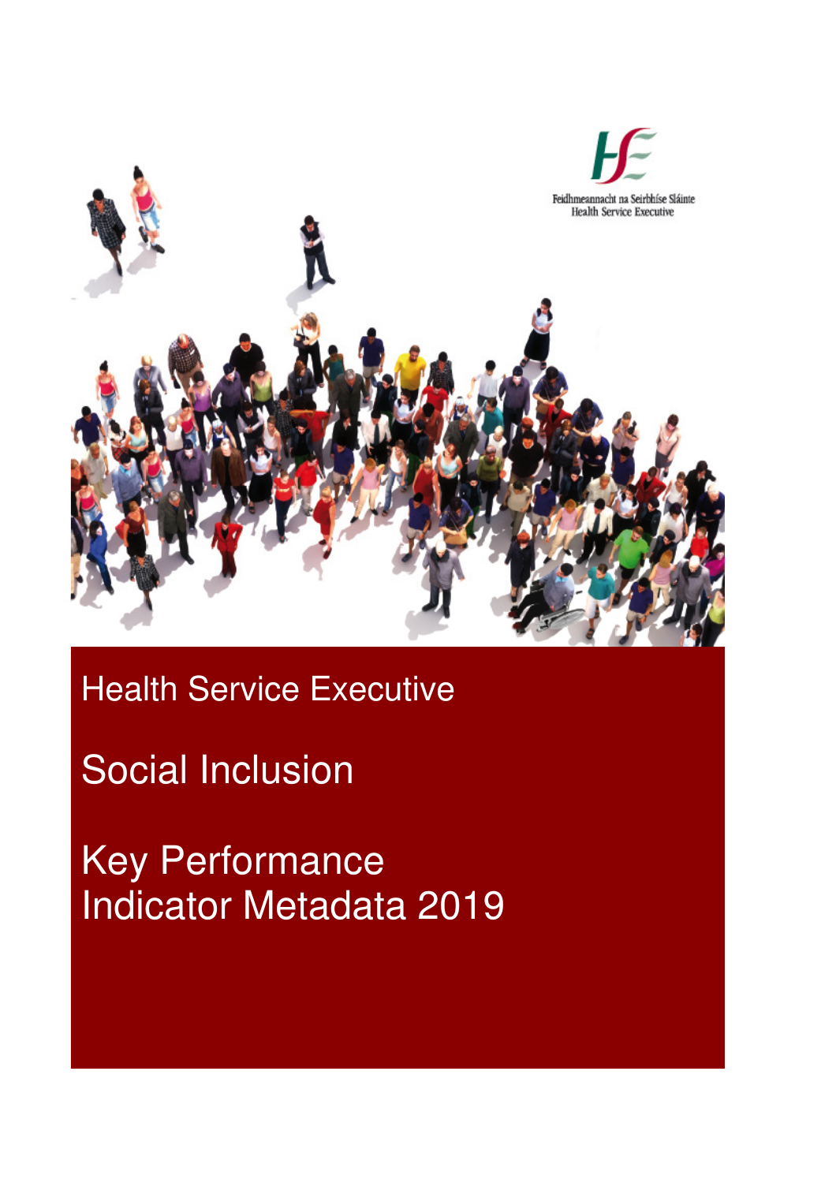Feidhmeannacht na Seirbhíse Sláinte
Health Service Executive

# Health Service Executive

# Social Inclusion

# Key Performance Indicator Metadata 2019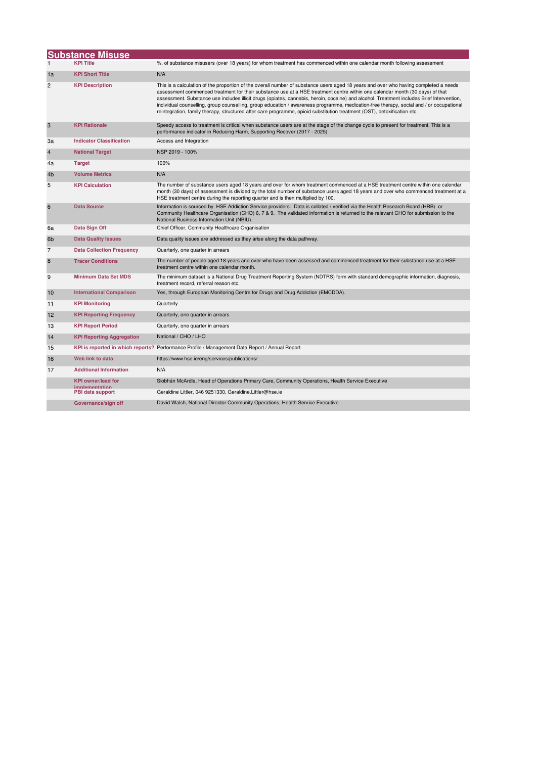## Substance Misuse

| | | |
|---|---|---|
| 1 | **KPI Title** | %. of substance misusers (over 18 years) for whom treatment has commenced within one calendar month following assessment |
| 1a | **KPI Short Title** | N/A |
| 2 | **KPI Description** | This is a calculation of the proportion of the overall number of substance users aged 18 years and over who having completed a needs assessment commenced treatment for their substance use at a HSE treatment centre within one calendar month (30 days) of that assessment. Substance use includes illicit drugs (opiates, cannabis, heroin, cocaine) and alcohol. Treatment includes Brief Intervention, individual counselling, group counselling, group education / awareness programme, medication-free therapy, social and / or occupational reintegration, family therapy, structured after care programme, opioid substitution treatment (OST), detoxification etc. |
| 3 | **KPI Rationale** | Speedy access to treatment is critical when substance users are at the stage of the change cycle to present for treatment. This is a performance indicator in Reducing Harm, Supporting Recover (2017 - 2025) |
| 3a | **Indicator Classification** | Access and Integration |
| 4 | **National Target** | NSP 2019 - 100% |
| 4a | **Target** | 100% |
| 4b | **Volume Metrics** | N/A |
| 5 | **KPI Calculation** | The number of substance users aged 18 years and over for whom treatment commenced at a HSE treatment centre within one calendar month (30 days) of assessment is divided by the total number of substance users aged 18 years and over who commenced treatment at a HSE treatment centre during the reporting quarter and is then multiplied by 100. |
| 6 | **Data Source** | Information is sourced by HSE Addiction Service providers. Data is collated / verified via the Health Research Board (HRB) or Community Healthcare Organisation (CHO) 6, 7 & 9. The validated information is returned to the relevant CHO for submission to the National Business Information Unit (NBIU). |
| 6a | **Data Sign Off** | Chief Officer, Community Healthcare Organisation |
| 6b | **Data Quality Issues** | Data quality issues are addressed as they arise along the data pathway. |
| 7 | **Data Collection Frequency** | Quarterly, one quarter in arrears |
| 8 | **Tracer Conditions** | The number of people aged 18 years and over who have been assessed and commenced treatment for their substance use at a HSE treatment centre within one calendar month. |
| 9 | **Minimum Data Set MDS** | The minimum dataset is a National Drug Treatment Reporting System (NDTRS) form with standard demographic information, diagnosis, treatment record, referral reason etc. |
| 10 | **International Comparison** | Yes, through European Monitoring Centre for Drugs and Drug Addiction (EMCDDA). |
| 11 | **KPI Monitoring** | Quarterly |
| 12 | **KPI Reporting Frequency** | Quarterly, one quarter in arrears |
| 13 | **KPI Report Period** | Quarterly, one quarter in arrears |
| 14 | **KPI Reporting Aggregation** | National / CHO / LHO |
| 15 | **KPI is reported in which reports?** | Performance Profile / Management Data Report / Annual Report |
| 16 | **Web link to data** | https://www.hse.ie/eng/services/publications/ |
| 17 | **Additional Information** | N/A |
| | **KPI owner/lead for implementation** | Siobhán McArdle, Head of Operations Primary Care, Community Operations, Health Service Executive |
| | **PBI data support** | Geraldine Littler, 046 9251330, Geraldine.Littler@hse.ie |
| | **Governance/sign off** | David Walsh, National Director Community Operations, Health Service Executive |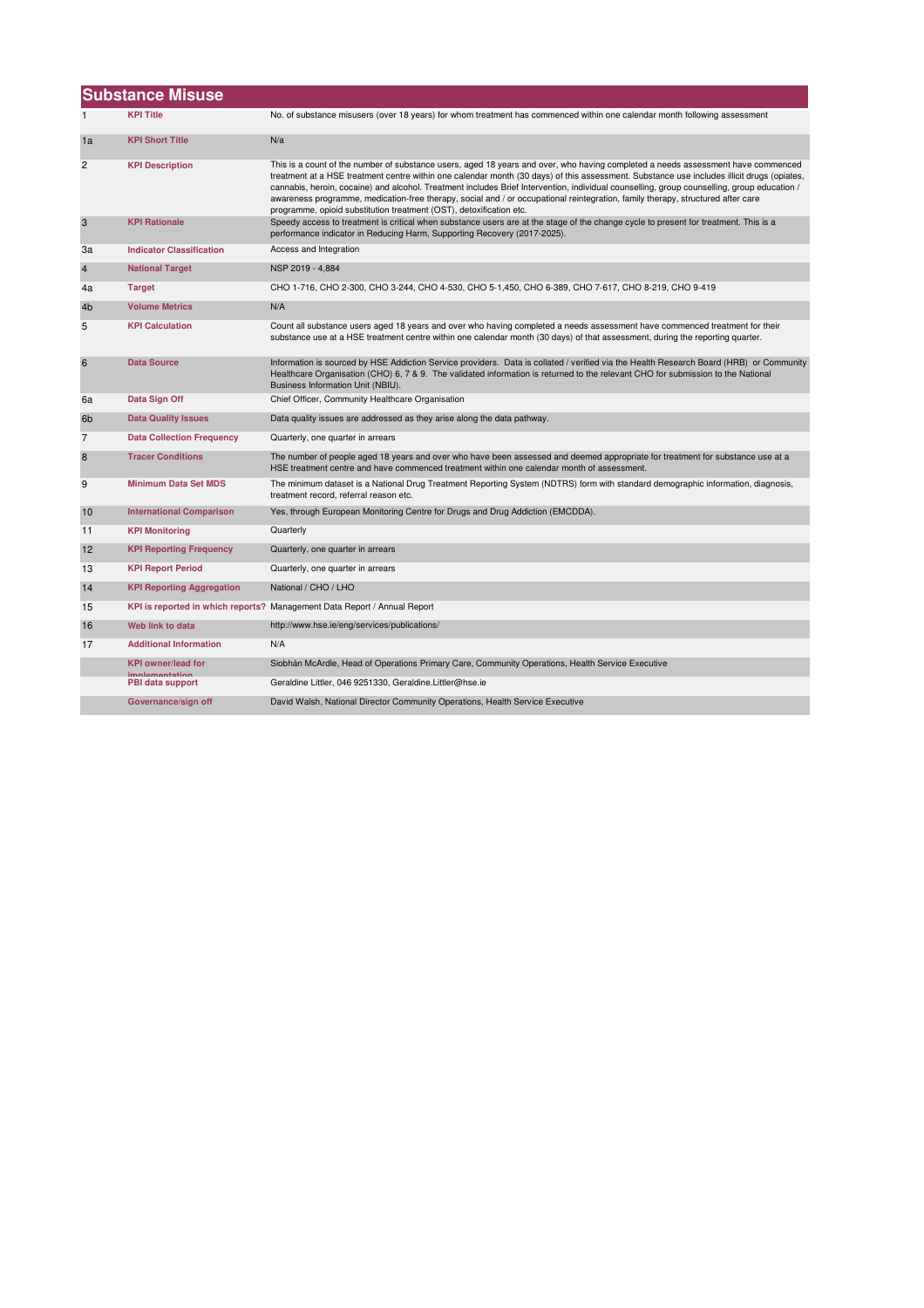## Substance Misuse

| | | |
|---|---|---|
| 1 | **KPI Title** | No. of substance misusers (over 18 years) for whom treatment has commenced within one calendar month following assessment |
| 1a | **KPI Short Title** | N/a |
| 2 | **KPI Description** | This is a count of the number of substance users, aged 18 years and over, who having completed a needs assessment have commenced treatment at a HSE treatment centre within one calendar month (30 days) of this assessment. Substance use includes illicit drugs (opiates, cannabis, heroin, cocaine) and alcohol. Treatment includes Brief Intervention, individual counselling, group counselling, group education / awareness programme, medication-free therapy, social and / or occupational reintegration, family therapy, structured after care programme, opioid substitution treatment (OST), detoxification etc. |
| 3 | **KPI Rationale** | Speedy access to treatment is critical when substance users are at the stage of the change cycle to present for treatment. This is a performance indicator in Reducing Harm, Supporting Recovery (2017-2025). |
| 3a | **Indicator Classification** | Access and Integration |
| 4 | **National Target** | NSP 2019 - 4,884 |
| 4a | **Target** | CHO 1-716, CHO 2-300, CHO 3-244, CHO 4-530, CHO 5-1,450, CHO 6-389, CHO 7-617, CHO 8-219, CHO 9-419 |
| 4b | **Volume Metrics** | N/A |
| 5 | **KPI Calculation** | Count all substance users aged 18 years and over who having completed a needs assessment have commenced treatment for their substance use at a HSE treatment centre within one calendar month (30 days) of that assessment, during the reporting quarter. |
| 6 | **Data Source** | Information is sourced by HSE Addiction Service providers. Data is collated / verified via the Health Research Board (HRB) or Community Healthcare Organisation (CHO) 6, 7 & 9. The validated information is returned to the relevant CHO for submission to the National Business Information Unit (NBIU). |
| 6a | **Data Sign Off** | Chief Officer, Community Healthcare Organisation |
| 6b | **Data Quality Issues** | Data quality issues are addressed as they arise along the data pathway. |
| 7 | **Data Collection Frequency** | Quarterly, one quarter in arrears |
| 8 | **Tracer Conditions** | The number of people aged 18 years and over who have been assessed and deemed appropriate for treatment for substance use at a HSE treatment centre and have commenced treatment within one calendar month of assessment. |
| 9 | **Minimum Data Set MDS** | The minimum dataset is a National Drug Treatment Reporting System (NDTRS) form with standard demographic information, diagnosis, treatment record, referral reason etc. |
| 10 | **International Comparison** | Yes, through European Monitoring Centre for Drugs and Drug Addiction (EMCDDA). |
| 11 | **KPI Monitoring** | Quarterly |
| 12 | **KPI Reporting Frequency** | Quarterly, one quarter in arrears |
| 13 | **KPI Report Period** | Quarterly, one quarter in arrears |
| 14 | **KPI Reporting Aggregation** | National / CHO / LHO |
| 15 | **KPI is reported in which reports?** | Management Data Report / Annual Report |
| 16 | **Web link to data** | http://www.hse.ie/eng/services/publications/ |
| 17 | **Additional Information** | N/A |
| | **KPI owner/lead for implementation** | Siobhán McArdle, Head of Operations Primary Care, Community Operations, Health Service Executive |
| | **PBI data support** | Geraldine Littler, 046 9251330, Geraldine.Littler@hse.ie |
| | **Governance/sign off** | David Walsh, National Director Community Operations, Health Service Executive |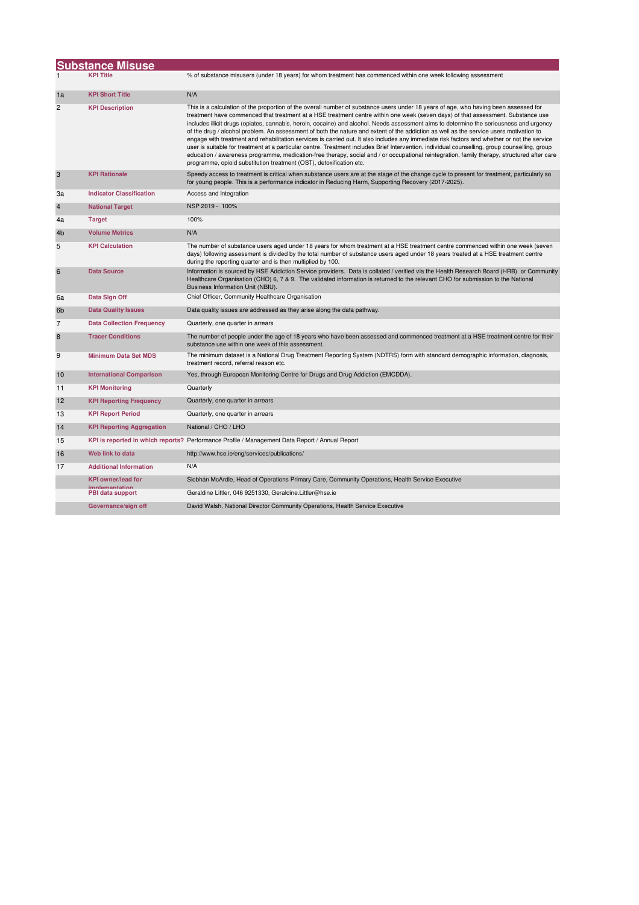## Substance Misuse

| | | |
|---|---|---|
| 1 | **KPI Title** | % of substance misusers (under 18 years) for whom treatment has commenced within one week following assessment |
| 1a | **KPI Short Title** | N/A |
| 2 | **KPI Description** | This is a calculation of the proportion of the overall number of substance users under 18 years of age, who having been assessed for treatment have commenced that treatment at a HSE treatment centre within one week (seven days) of that assessment. Substance use includes illicit drugs (opiates, cannabis, heroin, cocaine) and alcohol. Needs assessment aims to determine the seriousness and urgency of the drug / alcohol problem. An assessment of both the nature and extent of the addiction as well as the service users motivation to engage with treatment and rehabilitation services is carried out. It also includes any immediate risk factors and whether or not the service user is suitable for treatment at a particular centre. Treatment includes Brief Intervention, individual counselling, group counselling, group education / awareness programme, medication-free therapy, social and / or occupational reintegration, family therapy, structured after care programme, opioid substitution treatment (OST), detoxification etc. |
| 3 | **KPI Rationale** | Speedy access to treatment is critical when substance users are at the stage of the change cycle to present for treatment, particularly so for young people. This is a performance indicator in Reducing Harm, Supporting Recovery (2017-2025). |
| 3a | **Indicator Classification** | Access and Integration |
| 4 | **National Target** | NSP 2019 - 100% |
| 4a | **Target** | 100% |
| 4b | **Volume Metrics** | N/A |
| 5 | **KPI Calculation** | The number of substance users aged under 18 years for whom treatment at a HSE treatment centre commenced within one week (seven days) following assessment is divided by the total number of substance users aged under 18 years treated at a HSE treatment centre during the reporting quarter and is then multiplied by 100. |
| 6 | **Data Source** | Information is sourced by HSE Addiction Service providers. Data is collated / verified via the Health Research Board (HRB) or Community Healthcare Organisation (CHO) 6, 7 & 9. The validated information is returned to the relevant CHO for submission to the National Business Information Unit (NBIU). |
| 6a | **Data Sign Off** | Chief Officer, Community Healthcare Organisation |
| 6b | **Data Quality Issues** | Data quality issues are addressed as they arise along the data pathway. |
| 7 | **Data Collection Frequency** | Quarterly, one quarter in arrears |
| 8 | **Tracer Conditions** | The number of people under the age of 18 years who have been assessed and commenced treatment at a HSE treatment centre for their substance use within one week of this assessment. |
| 9 | **Minimum Data Set MDS** | The minimum dataset is a National Drug Treatment Reporting System (NDTRS) form with standard demographic information, diagnosis, treatment record, referral reason etc. |
| 10 | **International Comparison** | Yes, through European Monitoring Centre for Drugs and Drug Addiction (EMCDDA). |
| 11 | **KPI Monitoring** | Quarterly |
| 12 | **KPI Reporting Frequency** | Quarterly, one quarter in arrears |
| 13 | **KPI Report Period** | Quarterly, one quarter in arrears |
| 14 | **KPI Reporting Aggregation** | National / CHO / LHO |
| 15 | **KPI is reported in which reports?** | Performance Profile / Management Data Report / Annual Report |
| 16 | **Web link to data** | http://www.hse.ie/eng/services/publications/ |
| 17 | **Additional Information** | N/A |
| | **KPI owner/lead for implementation** | Siobhán McArdle, Head of Operations Primary Care, Community Operations, Health Service Executive |
| | **PBI data support** | Geraldine Littler, 046 9251330, Geraldine.Littler@hse.ie |
| | **Governance/sign off** | David Walsh, National Director Community Operations, Health Service Executive |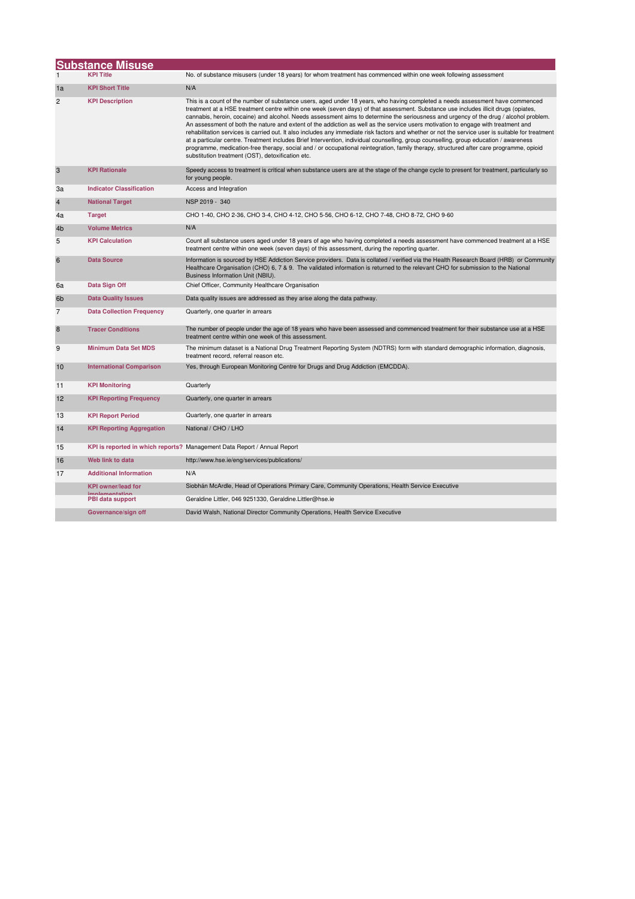## Substance Misuse

| | | |
|---|---|---|
| 1 | **KPI Title** | No. of substance misusers (under 18 years) for whom treatment has commenced within one week following assessment |
| 1a | **KPI Short Title** | N/A |
| 2 | **KPI Description** | This is a count of the number of substance users, aged under 18 years, who having completed a needs assessment have commenced treatment at a HSE treatment centre within one week (seven days) of that assessment. Substance use includes illicit drugs (opiates, cannabis, heroin, cocaine) and alcohol. Needs assessment aims to determine the seriousness and urgency of the drug / alcohol problem. An assessment of both the nature and extent of the addiction as well as the service users motivation to engage with treatment and rehabilitation services is carried out. It also includes any immediate risk factors and whether or not the service user is suitable for treatment at a particular centre. Treatment includes Brief Intervention, individual counselling, group counselling, group education / awareness programme, medication-free therapy, social and / or occupational reintegration, family therapy, structured after care programme, opioid substitution treatment (OST), detoxification etc. |
| 3 | **KPI Rationale** | Speedy access to treatment is critical when substance users are at the stage of the change cycle to present for treatment, particularly so for young people. |
| 3a | **Indicator Classification** | Access and Integration |
| 4 | **National Target** | NSP 2019 - 340 |
| 4a | **Target** | CHO 1-40, CHO 2-36, CHO 3-4, CHO 4-12, CHO 5-56, CHO 6-12, CHO 7-48, CHO 8-72, CHO 9-60 |
| 4b | **Volume Metrics** | N/A |
| 5 | **KPI Calculation** | Count all substance users aged under 18 years of age who having completed a needs assessment have commenced treatment at a HSE treatment centre within one week (seven days) of this assessment, during the reporting quarter. |
| 6 | **Data Source** | Information is sourced by HSE Addiction Service providers. Data is collated / verified via the Health Research Board (HRB) or Community Healthcare Organisation (CHO) 6, 7 & 9. The validated information is returned to the relevant CHO for submission to the National Business Information Unit (NBIU). |
| 6a | **Data Sign Off** | Chief Officer, Community Healthcare Organisation |
| 6b | **Data Quality Issues** | Data quality issues are addressed as they arise along the data pathway. |
| 7 | **Data Collection Frequency** | Quarterly, one quarter in arrears |
| 8 | **Tracer Conditions** | The number of people under the age of 18 years who have been assessed and commenced treatment for their substance use at a HSE treatment centre within one week of this assessment. |
| 9 | **Minimum Data Set MDS** | The minimum dataset is a National Drug Treatment Reporting System (NDTRS) form with standard demographic information, diagnosis, treatment record, referral reason etc. |
| 10 | **International Comparison** | Yes, through European Monitoring Centre for Drugs and Drug Addiction (EMCDDA). |
| 11 | **KPI Monitoring** | Quarterly |
| 12 | **KPI Reporting Frequency** | Quarterly, one quarter in arrears |
| 13 | **KPI Report Period** | Quarterly, one quarter in arrears |
| 14 | **KPI Reporting Aggregation** | National / CHO / LHO |
| 15 | **KPI is reported in which reports?** | Management Data Report / Annual Report |
| 16 | **Web link to data** | http://www.hse.ie/eng/services/publications/ |
| 17 | **Additional Information** | N/A |
| | **KPI owner/lead for implementation** | Siobhán McArdle, Head of Operations Primary Care, Community Operations, Health Service Executive |
| | **PBI data support** | Geraldine Littler, 046 9251330, Geraldine.Littler@hse.ie |
| | **Governance/sign off** | David Walsh, National Director Community Operations, Health Service Executive |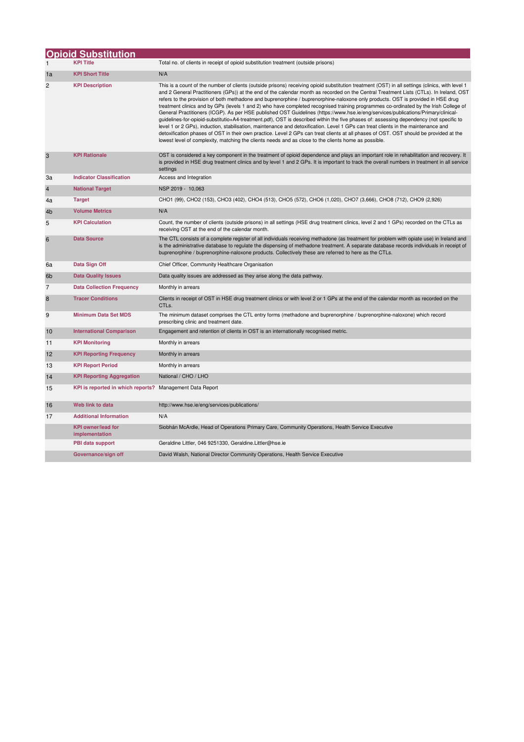## Opioid Substitution

| | | |
|---|---|---|
| 1 | **KPI Title** | Total no. of clients in receipt of opioid substitution treatment (outside prisons) |
| 1a | **KPI Short Title** | N/A |
| 2 | **KPI Description** | This is a count of the number of clients (outside prisons) receiving opioid substitution treatment (OST) in all settings (clinics, with level 1 and 2 General Practitioners (GPs)) at the end of the calendar month as recorded on the Central Treatment Lists (CTLs). In Ireland, OST refers to the provision of both methadone and buprenorphine / buprenorphine-naloxone only products. OST is provided in HSE drug treatment clinics and by GPs (levels 1 and 2) who have completed recognised training programmes co-ordinated by the Irish College of General Practitioners (ICGP). As per HSE published OST Guidelines (https://www.hse.ie/eng/services/publications/Primary/clinical-guidelines-for-opioid-substitutio+A4-treatment.pdf), OST is described within the five phases of: assessing dependency (not specific to level 1 or 2 GPs), induction, stabilisation, maintenance and detoxification. Level 1 GPs can treat clients in the maintenance and detoxification phases of OST in their own practice. Level 2 GPs can treat clients at all phases of OST. OST should be provided at the lowest level of complexity, matching the clients needs and as close to the clients home as possible. |
| 3 | **KPI Rationale** | OST is considered a key component in the treatment of opioid dependence and plays an important role in rehabilitation and recovery. It is provided in HSE drug treatment clinics and by level 1 and 2 GPs. It is important to track the overall numbers in treatment in all service settings |
| 3a | **Indicator Classification** | Access and Integration |
| 4 | **National Target** | NSP 2019 - 10,063 |
| 4a | **Target** | CHO1 (99), CHO2 (153), CHO3 (402), CHO4 (513), CHO5 (572), CHO6 (1,020), CHO7 (3,666), CHO8 (712), CHO9 (2,926) |
| 4b | **Volume Metrics** | N/A |
| 5 | **KPI Calculation** | Count, the number of clients (outside prisons) in all settings (HSE drug treatment clinics, level 2 and 1 GPs) recorded on the CTLs as receiving OST at the end of the calendar month. |
| 6 | **Data Source** | The CTL consists of a complete register of all individuals receiving methadone (as treatment for problem with opiate use) in Ireland and is the administrative database to regulate the dispensing of methadone treatment. A separate database records individuals in receipt of buprenorphine / buprenorphine-naloxone products. Collectively these are referred to here as the CTLs. |
| 6a | **Data Sign Off** | Chief Officer, Community Healthcare Organisation |
| 6b | **Data Quality Issues** | Data quality issues are addressed as they arise along the data pathway. |
| 7 | **Data Collection Frequency** | Monthly in arrears |
| 8 | **Tracer Conditions** | Clients in receipt of OST in HSE drug treatment clinics or with level 2 or 1 GPs at the end of the calendar month as recorded on the CTLs. |
| 9 | **Minimum Data Set MDS** | The minimum dataset comprises the CTL entry forms (methadone and buprenorphine / buprenorphine-naloxone) which record prescribing clinic and treatment date. |
| 10 | **International Comparison** | Engagement and retention of clients in OST is an internationally recognised metric. |
| 11 | **KPI Monitoring** | Monthly in arrears |
| 12 | **KPI Reporting Frequency** | Monthly in arrears |
| 13 | **KPI Report Period** | Monthly in arrears |
| 14 | **KPI Reporting Aggregation** | National / CHO / LHO |
| 15 | **KPI is reported in which reports?** | Management Data Report |
| 16 | **Web link to data** | http://www.hse.ie/eng/services/publications/ |
| 17 | **Additional Information** | N/A |
| | **KPI owner/lead for implementation** | Siobhán McArdle, Head of Operations Primary Care, Community Operations, Health Service Executive |
| | **PBI data support** | Geraldine Littler, 046 9251330, Geraldine.Littler@hse.ie |
| | **Governance/sign off** | David Walsh, National Director Community Operations, Health Service Executive |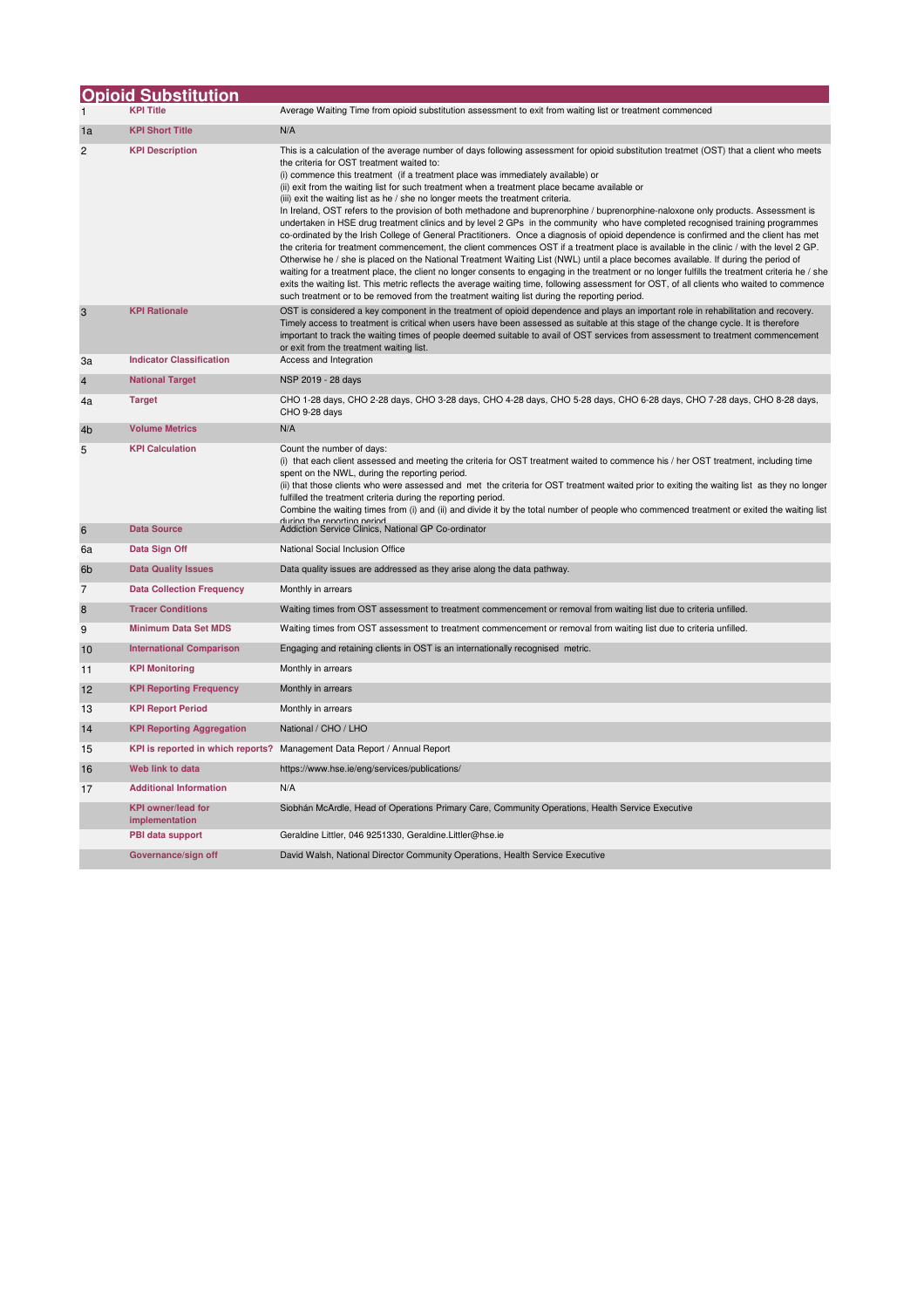# Opioid Substitution

| | | |
|---|---|---|
| 1 | **KPI Title** | Average Waiting Time from opioid substitution assessment to exit from waiting list or treatment commenced |
| 1a | **KPI Short Title** | N/A |
| 2 | **KPI Description** | This is a calculation of the average number of days following assessment for opioid substitution treatmet (OST) that a client who meets the criteria for OST treatment waited to:<br>(i) commence this treatment (if a treatment place was immediately available) or<br>(ii) exit from the waiting list for such treatment when a treatment place became available or<br>(iii) exit the waiting list as he / she no longer meets the treatment criteria.<br>In Ireland, OST refers to the provision of both methadone and buprenorphine / buprenorphine-naloxone only products. Assessment is undertaken in HSE drug treatment clinics and by level 2 GPs in the community who have completed recognised training programmes co-ordinated by the Irish College of General Practitioners. Once a diagnosis of opioid dependence is confirmed and the client has met the criteria for treatment commencement, the client commences OST if a treatment place is available in the clinic / with the level 2 GP. Otherwise he / she is placed on the National Treatment Waiting List (NWL) until a place becomes available. If during the period of waiting for a treatment place, the client no longer consents to engaging in the treatment or no longer fulfills the treatment criteria he / she exits the waiting list. This metric reflects the average waiting time, following assessment for OST, of all clients who waited to commence such treatment or to be removed from the treatment waiting list during the reporting period. |
| 3 | **KPI Rationale** | OST is considered a key component in the treatment of opioid dependence and plays an important role in rehabilitation and recovery. Timely access to treatment is critical when users have been assessed as suitable at this stage of the change cycle. It is therefore important to track the waiting times of people deemed suitable to avail of OST services from assessment to treatment commencement or exit from the treatment waiting list. |
| 3a | **Indicator Classification** | Access and Integration |
| 4 | **National Target** | NSP 2019 - 28 days |
| 4a | **Target** | CHO 1-28 days, CHO 2-28 days, CHO 3-28 days, CHO 4-28 days, CHO 5-28 days, CHO 6-28 days, CHO 7-28 days, CHO 8-28 days, CHO 9-28 days |
| 4b | **Volume Metrics** | N/A |
| 5 | **KPI Calculation** | Count the number of days:<br>(i) that each client assessed and meeting the criteria for OST treatment waited to commence his / her OST treatment, including time spent on the NWL, during the reporting period.<br>(ii) that those clients who were assessed and met the criteria for OST treatment waited prior to exiting the waiting list as they no longer fulfilled the treatment criteria during the reporting period.<br>Combine the waiting times from (i) and (ii) and divide it by the total number of people who commenced treatment or exited the waiting list during the reporting period |
| 6 | **Data Source** | Addiction Service Clinics, National GP Co-ordinator |
| 6a | **Data Sign Off** | National Social Inclusion Office |
| 6b | **Data Quality Issues** | Data quality issues are addressed as they arise along the data pathway. |
| 7 | **Data Collection Frequency** | Monthly in arrears |
| 8 | **Tracer Conditions** | Waiting times from OST assessment to treatment commencement or removal from waiting list due to criteria unfilled. |
| 9 | **Minimum Data Set MDS** | Waiting times from OST assessment to treatment commencement or removal from waiting list due to criteria unfilled. |
| 10 | **International Comparison** | Engaging and retaining clients in OST is an internationally recognised metric. |
| 11 | **KPI Monitoring** | Monthly in arrears |
| 12 | **KPI Reporting Frequency** | Monthly in arrears |
| 13 | **KPI Report Period** | Monthly in arrears |
| 14 | **KPI Reporting Aggregation** | National / CHO / LHO |
| 15 | **KPI is reported in which reports?** | Management Data Report / Annual Report |
| 16 | **Web link to data** | https://www.hse.ie/eng/services/publications/ |
| 17 | **Additional Information** | N/A |
| | **KPI owner/lead for implementation** | Siobhán McArdle, Head of Operations Primary Care, Community Operations, Health Service Executive |
| | **PBI data support** | Geraldine Littler, 046 9251330, Geraldine.Littler@hse.ie |
| | **Governance/sign off** | David Walsh, National Director Community Operations, Health Service Executive |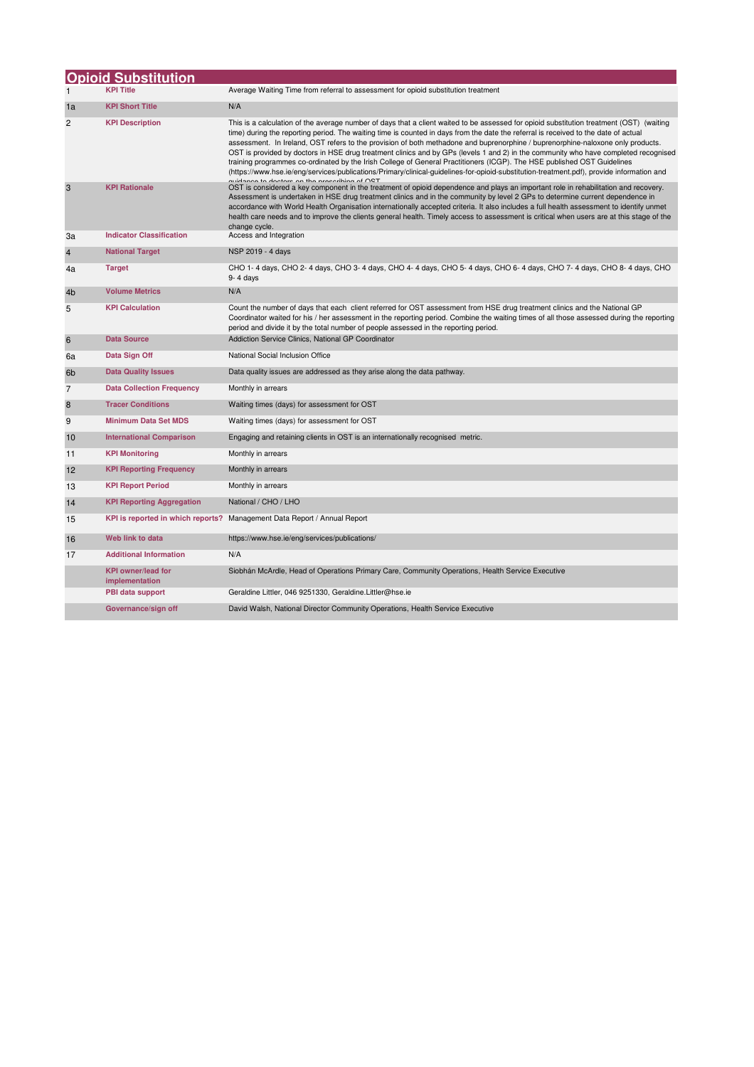## Opioid Substitution

| | | |
|---|---|---|
| 1 | **KPI Title** | Average Waiting Time from referral to assessment for opioid substitution treatment |
| 1a | **KPI Short Title** | N/A |
| 2 | **KPI Description** | This is a calculation of the average number of days that a client waited to be assessed for opioid substitution treatment (OST) (waiting time) during the reporting period. The waiting time is counted in days from the date the referral is received to the date of actual assessment. In Ireland, OST refers to the provision of both methadone and buprenorphine / buprenorphine-naloxone only products. OST is provided by doctors in HSE drug treatment clinics and by GPs (levels 1 and 2) in the community who have completed recognised training programmes co-ordinated by the Irish College of General Practitioners (ICGP). The HSE published OST Guidelines (https://www.hse.ie/eng/services/publications/Primary/clinical-guidelines-for-opioid-substitution-treatment.pdf), provide information and guidance to doctors on the prescribing of OST |
| 3 | **KPI Rationale** | OST is considered a key component in the treatment of opioid dependence and plays an important role in rehabilitation and recovery. Assessment is undertaken in HSE drug treatment clinics and in the community by level 2 GPs to determine current dependence in accordance with World Health Organisation internationally accepted criteria. It also includes a full health assessment to identify unmet health care needs and to improve the clients general health. Timely access to assessment is critical when users are at this stage of the change cycle. |
| 3a | **Indicator Classification** | Access and Integration |
| 4 | **National Target** | NSP 2019 - 4 days |
| 4a | **Target** | CHO 1- 4 days, CHO 2- 4 days, CHO 3- 4 days, CHO 4- 4 days, CHO 5- 4 days, CHO 6- 4 days, CHO 7- 4 days, CHO 8- 4 days, CHO 9- 4 days |
| 4b | **Volume Metrics** | N/A |
| 5 | **KPI Calculation** | Count the number of days that each client referred for OST assessment from HSE drug treatment clinics and the National GP Coordinator waited for his / her assessment in the reporting period. Combine the waiting times of all those assessed during the reporting period and divide it by the total number of people assessed in the reporting period. |
| 6 | **Data Source** | Addiction Service Clinics, National GP Coordinator |
| 6a | **Data Sign Off** | National Social Inclusion Office |
| 6b | **Data Quality Issues** | Data quality issues are addressed as they arise along the data pathway. |
| 7 | **Data Collection Frequency** | Monthly in arrears |
| 8 | **Tracer Conditions** | Waiting times (days) for assessment for OST |
| 9 | **Minimum Data Set MDS** | Waiting times (days) for assessment for OST |
| 10 | **International Comparison** | Engaging and retaining clients in OST is an internationally recognised metric. |
| 11 | **KPI Monitoring** | Monthly in arrears |
| 12 | **KPI Reporting Frequency** | Monthly in arrears |
| 13 | **KPI Report Period** | Monthly in arrears |
| 14 | **KPI Reporting Aggregation** | National / CHO / LHO |
| 15 | **KPI is reported in which reports?** | Management Data Report / Annual Report |
| 16 | **Web link to data** | https://www.hse.ie/eng/services/publications/ |
| 17 | **Additional Information** | N/A |
| | **KPI owner/lead for implementation** | Siobhán McArdle, Head of Operations Primary Care, Community Operations, Health Service Executive |
| | **PBI data support** | Geraldine Littler, 046 9251330, Geraldine.Littler@hse.ie |
| | **Governance/sign off** | David Walsh, National Director Community Operations, Health Service Executive |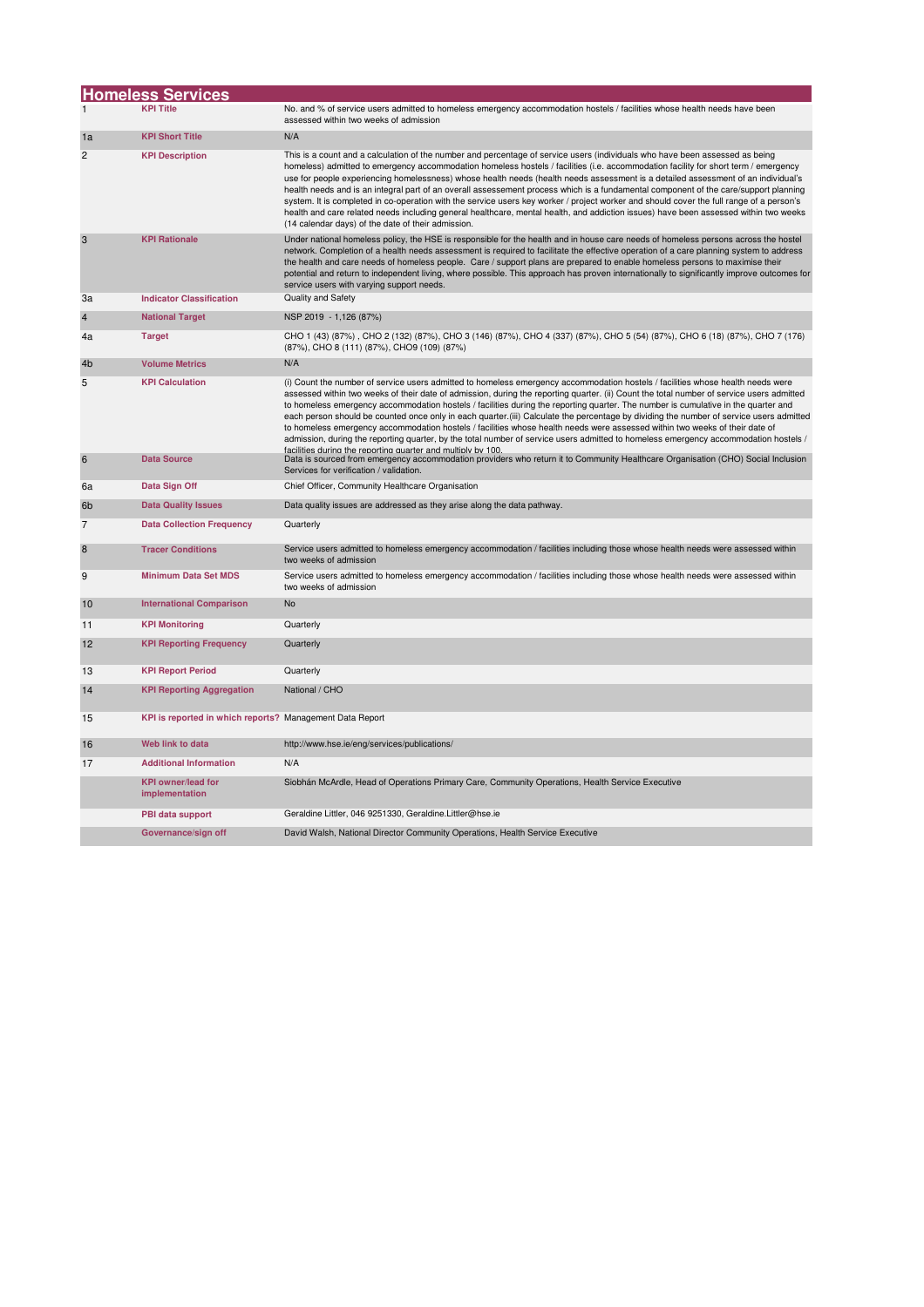## Homeless Services

| | | |
|---|---|---|
| 1 | KPI Title | No. and % of service users admitted to homeless emergency accommodation hostels / facilities whose health needs have been assessed within two weeks of admission |
| 1a | KPI Short Title | N/A |
| 2 | KPI Description | This is a count and a calculation of the number and percentage of service users (individuals who have been assessed as being homeless) admitted to emergency accommodation homeless hostels / facilities (i.e. accommodation facility for short term / emergency use for people experiencing homelessness) whose health needs (health needs assessment is a detailed assessment of an individual's health needs and is an integral part of an overall assessement process which is a fundamental component of the care/support planning system. It is completed in co-operation with the service users key worker / project worker and should cover the full range of a person's health and care related needs including general healthcare, mental health, and addiction issues) have been assessed within two weeks (14 calendar days) of the date of their admission. |
| 3 | KPI Rationale | Under national homeless policy, the HSE is responsible for the health and in house care needs of homeless persons across the hostel network. Completion of a health needs assessment is required to facilitate the effective operation of a care planning system to address the health and care needs of homeless people. Care / support plans are prepared to enable homeless persons to maximise their potential and return to independent living, where possible. This approach has proven internationally to significantly improve outcomes for service users with varying support needs. |
| 3a | Indicator Classification | Quality and Safety |
| 4 | National Target | NSP 2019 - 1,126 (87%) |
| 4a | Target | CHO 1 (43) (87%) , CHO 2 (132) (87%), CHO 3 (146) (87%), CHO 4 (337) (87%), CHO 5 (54) (87%), CHO 6 (18) (87%), CHO 7 (176) (87%), CHO 8 (111) (87%), CHO9 (109) (87%) |
| 4b | Volume Metrics | N/A |
| 5 | KPI Calculation | (i) Count the number of service users admitted to homeless emergency accommodation hostels / facilities whose health needs were assessed within two weeks of their date of admission, during the reporting quarter. (ii) Count the total number of service users admitted to homeless emergency accommodation hostels / facilities during the reporting quarter. The number is cumulative in the quarter and each person should be counted once only in each quarter.(iii) Calculate the percentage by dividing the number of service users admitted to homeless emergency accommodation hostels / facilities whose health needs were assessed within two weeks of their date of admission, during the reporting quarter, by the total number of service users admitted to homeless emergency accommodation hostels / facilities during the reporting quarter and multiply by 100. |
| 6 | Data Source | Data is sourced from emergency accommodation providers who return it to Community Healthcare Organisation (CHO) Social Inclusion Services for verification / validation. |
| 6a | Data Sign Off | Chief Officer, Community Healthcare Organisation |
| 6b | Data Quality Issues | Data quality issues are addressed as they arise along the data pathway. |
| 7 | Data Collection Frequency | Quarterly |
| 8 | Tracer Conditions | Service users admitted to homeless emergency accommodation / facilities including those whose health needs were assessed within two weeks of admission |
| 9 | Minimum Data Set MDS | Service users admitted to homeless emergency accommodation / facilities including those whose health needs were assessed within two weeks of admission |
| 10 | International Comparison | No |
| 11 | KPI Monitoring | Quarterly |
| 12 | KPI Reporting Frequency | Quarterly |
| 13 | KPI Report Period | Quarterly |
| 14 | KPI Reporting Aggregation | National / CHO |
| 15 | KPI is reported in which reports? | Management Data Report |
| 16 | Web link to data | http://www.hse.ie/eng/services/publications/ |
| 17 | Additional Information | N/A |
| | KPI owner/lead for implementation | Siobhán McArdle, Head of Operations Primary Care, Community Operations, Health Service Executive |
| | PBI data support | Geraldine Littler, 046 9251330, Geraldine.Littler@hse.ie |
| | Governance/sign off | David Walsh, National Director Community Operations, Health Service Executive |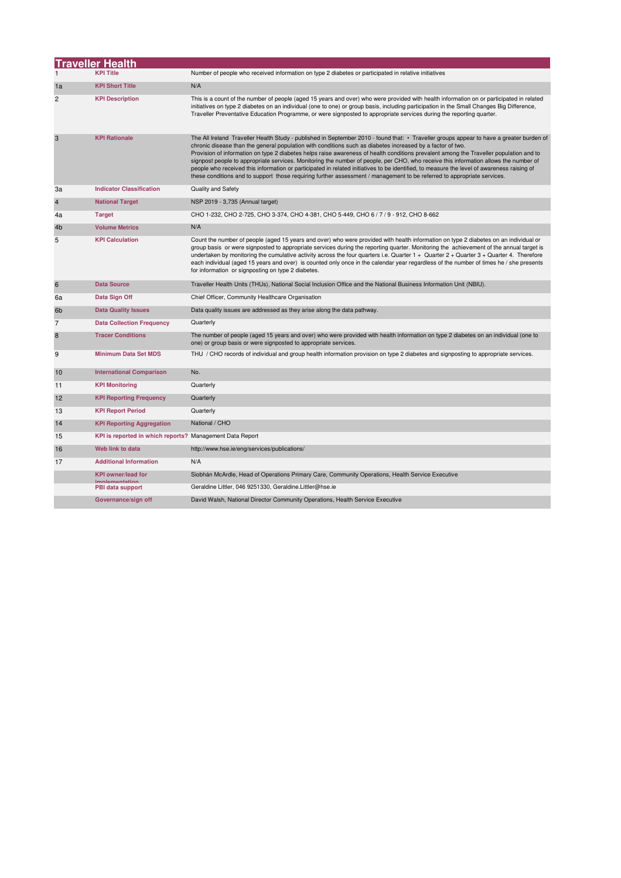# Traveller Health

| | | |
|---|---|---|
| 1 | KPI Title | Number of people who received information on type 2 diabetes or participated in relative initiatives |
| 1a | KPI Short Title | N/A |
| 2 | KPI Description | This is a count of the number of people (aged 15 years and over) who were provided with health information on or participated in related initiatives on type 2 diabetes on an individual (one to one) or group basis, including participation in the Small Changes Big Difference, Traveller Preventative Education Programme, or were signposted to appropriate services during the reporting quarter. |
| 3 | KPI Rationale | The All Ireland Traveller Health Study - published in September 2010 - found that: • Traveller groups appear to have a greater burden of chronic disease than the general population with conditions such as diabetes increased by a factor of two. Provision of information on type 2 diabetes helps raise awareness of health conditions prevalent among the Traveller population and to signpost people to appropriate services. Monitoring the number of people, per CHO, who receive this information allows the number of people who received this information or participated in related initiatives to be identified, to measure the level of awareness raising of these conditions and to support those requiring further assessment / management to be referred to appropriate services. |
| 3a | Indicator Classification | Quality and Safety |
| 4 | National Target | NSP 2019 - 3,735 (Annual target) |
| 4a | Target | CHO 1-232, CHO 2-725, CHO 3-374, CHO 4-381, CHO 5-449, CHO 6 / 7 / 9 - 912, CHO 8-662 |
| 4b | Volume Metrics | N/A |
| 5 | KPI Calculation | Count the number of people (aged 15 years and over) who were provided with health information on type 2 diabetes on an individual or group basis or were signposted to appropriate services during the reporting quarter. Monitoring the achievement of the annual target is undertaken by monitoring the cumulative activity across the four quarters i.e. Quarter 1 + Quarter 2 + Quarter 3 + Quarter 4. Therefore each individual (aged 15 years and over) is counted only once in the calendar year regardless of the number of times he / she presents for information or signposting on type 2 diabetes. |
| 6 | Data Source | Traveller Health Units (THUs), National Social Inclusion Office and the National Business Information Unit (NBIU). |
| 6a | Data Sign Off | Chief Officer, Community Healthcare Organisation |
| 6b | Data Quality Issues | Data quality issues are addressed as they arise along the data pathway. |
| 7 | Data Collection Frequency | Quarterly |
| 8 | Tracer Conditions | The number of people (aged 15 years and over) who were provided with health information on type 2 diabetes on an individual (one to one) or group basis or were signposted to appropriate services. |
| 9 | Minimum Data Set MDS | THU / CHO records of individual and group health information provision on type 2 diabetes and signposting to appropriate services. |
| 10 | International Comparison | No. |
| 11 | KPI Monitoring | Quarterly |
| 12 | KPI Reporting Frequency | Quarterly |
| 13 | KPI Report Period | Quarterly |
| 14 | KPI Reporting Aggregation | National / CHO |
| 15 | KPI is reported in which reports? | Management Data Report |
| 16 | Web link to data | http://www.hse.ie/eng/services/publications/ |
| 17 | Additional Information | N/A |
| | KPI owner/lead for implementation | Siobhán McArdle, Head of Operations Primary Care, Community Operations, Health Service Executive |
| | PBI data support | Geraldine Littler, 046 9251330, Geraldine.Littler@hse.ie |
| | Governance/sign off | David Walsh, National Director Community Operations, Health Service Executive |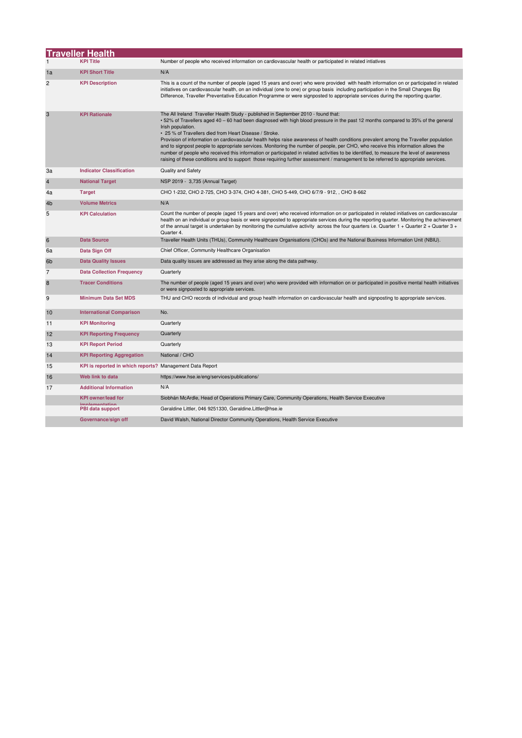# Traveller Health

| | | |
|---|---|---|
| 1 | **KPI Title** | Number of people who received information on cardiovascular health or participated in related intiatives |
| 1a | **KPI Short Title** | N/A |
| 2 | **KPI Description** | This is a count of the number of people (aged 15 years and over) who were provided with health information on or participated in related initiatives on cardiovascular health, on an individual (one to one) or group basis including participation in the Small Changes Big Difference, Traveller Preventative Education Programme or were signposted to appropriate services during the reporting quarter. |
| 3 | **KPI Rationale** | The All Ireland Traveller Health Study - published in September 2010 - found that:<br>• 52% of Travellers aged 40 – 60 had been diagnosed with high blood pressure in the past 12 months compared to 35% of the general Irish population.<br>• 25 % of Travellers died from Heart Disease / Stroke.<br>Provision of information on cardiovascular health helps raise awareness of health conditions prevalent among the Traveller population and to signpost people to appropriate services. Monitoring the number of people, per CHO, who receive this information allows the number of people who received this information or participated in related activities to be identified, to measure the level of awareness raising of these conditions and to support those requiring further assessment / management to be referred to appropriate services. |
| 3a | **Indicator Classification** | Quality and Safety |
| 4 | **National Target** | NSP 2019 - 3,735 (Annual Target) |
| 4a | **Target** | CHO 1-232, CHO 2-725, CHO 3-374, CHO 4-381, CHO 5-449, CHO 6/7/9 - 912, , CHO 8-662 |
| 4b | **Volume Metrics** | N/A |
| 5 | **KPI Calculation** | Count the number of people (aged 15 years and over) who received information on or participated in related initiatives on cardiovascular health on an individual or group basis or were signposted to appropriate services during the reporting quarter. Monitoring the achievement of the annual target is undertaken by monitoring the cumulative activity across the four quarters i.e. Quarter 1 + Quarter 2 + Quarter 3 + Quarter 4. |
| 6 | **Data Source** | Traveller Health Units (THUs), Community Healthcare Organisations (CHOs) and the National Business Information Unit (NBIU). |
| 6a | **Data Sign Off** | Chief Officer, Community Healthcare Organisation |
| 6b | **Data Quality Issues** | Data quality issues are addressed as they arise along the data pathway. |
| 7 | **Data Collection Frequency** | Quarterly |
| 8 | **Tracer Conditions** | The number of people (aged 15 years and over) who were provided with information on or participated in positive mental health initiatives or were signposted to appropriate services. |
| 9 | **Minimum Data Set MDS** | THU and CHO records of individual and group health information on cardiovascular health and signposting to appropriate services. |
| 10 | **International Comparison** | No. |
| 11 | **KPI Monitoring** | Quarterly |
| 12 | **KPI Reporting Frequency** | Quarterly |
| 13 | **KPI Report Period** | Quarterly |
| 14 | **KPI Reporting Aggregation** | National / CHO |
| 15 | **KPI is reported in which reports?** | Management Data Report |
| 16 | **Web link to data** | https://www.hse.ie/eng/services/publications/ |
| 17 | **Additional Information** | N/A |
| | **KPI owner/lead for implementation** | Siobhán McArdle, Head of Operations Primary Care, Community Operations, Health Service Executive |
| | **PBI data support** | Geraldine Littler, 046 9251330, Geraldine.Littler@hse.ie |
| | **Governance/sign off** | David Walsh, National Director Community Operations, Health Service Executive |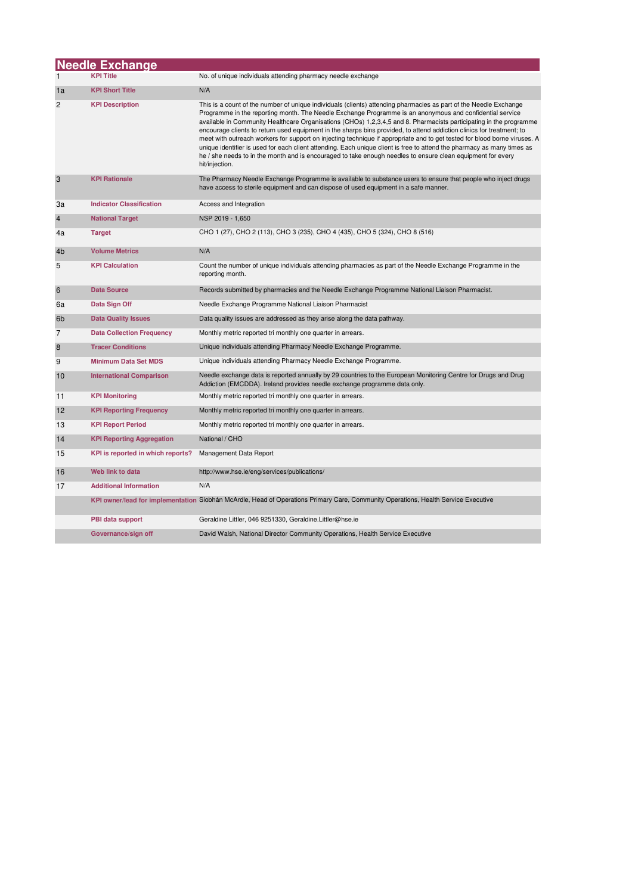## Needle Exchange

| | | |
|---|---|---|
| 1 | **KPI Title** | No. of unique individuals attending pharmacy needle exchange |
| 1a | **KPI Short Title** | N/A |
| 2 | **KPI Description** | This is a count of the number of unique individuals (clients) attending pharmacies as part of the Needle Exchange Programme in the reporting month. The Needle Exchange Programme is an anonymous and confidential service available in Community Healthcare Organisations (CHOs) 1,2,3,4,5 and 8. Pharmacists participating in the programme encourage clients to return used equipment in the sharps bins provided, to attend addiction clinics for treatment; to meet with outreach workers for support on injecting technique if appropriate and to get tested for blood borne viruses. A unique identifier is used for each client attending. Each unique client is free to attend the pharmacy as many times as he / she needs to in the month and is encouraged to take enough needles to ensure clean equipment for every hit/injection. |
| 3 | **KPI Rationale** | The Pharmacy Needle Exchange Programme is available to substance users to ensure that people who inject drugs have access to sterile equipment and can dispose of used equipment in a safe manner. |
| 3a | **Indicator Classification** | Access and Integration |
| 4 | **National Target** | NSP 2019 - 1,650 |
| 4a | **Target** | CHO 1 (27), CHO 2 (113), CHO 3 (235), CHO 4 (435), CHO 5 (324), CHO 8 (516) |
| 4b | **Volume Metrics** | N/A |
| 5 | **KPI Calculation** | Count the number of unique individuals attending pharmacies as part of the Needle Exchange Programme in the reporting month. |
| 6 | **Data Source** | Records submitted by pharmacies and the Needle Exchange Programme National Liaison Pharmacist. |
| 6a | **Data Sign Off** | Needle Exchange Programme National Liaison Pharmacist |
| 6b | **Data Quality Issues** | Data quality issues are addressed as they arise along the data pathway. |
| 7 | **Data Collection Frequency** | Monthly metric reported tri monthly one quarter in arrears. |
| 8 | **Tracer Conditions** | Unique individuals attending Pharmacy Needle Exchange Programme. |
| 9 | **Minimum Data Set MDS** | Unique individuals attending Pharmacy Needle Exchange Programme. |
| 10 | **International Comparison** | Needle exchange data is reported annually by 29 countries to the European Monitoring Centre for Drugs and Drug Addiction (EMCDDA). Ireland provides needle exchange programme data only. |
| 11 | **KPI Monitoring** | Monthly metric reported tri monthly one quarter in arrears. |
| 12 | **KPI Reporting Frequency** | Monthly metric reported tri monthly one quarter in arrears. |
| 13 | **KPI Report Period** | Monthly metric reported tri monthly one quarter in arrears. |
| 14 | **KPI Reporting Aggregation** | National / CHO |
| 15 | **KPI is reported in which reports?** | Management Data Report |
| 16 | **Web link to data** | http://www.hse.ie/eng/services/publications/ |
| 17 | **Additional Information** | N/A |
| | **KPI owner/lead for implementation** | Siobhán McArdle, Head of Operations Primary Care, Community Operations, Health Service Executive |
| | **PBI data support** | Geraldine Littler, 046 9251330, Geraldine.Littler@hse.ie |
| | **Governance/sign off** | David Walsh, National Director Community Operations, Health Service Executive |